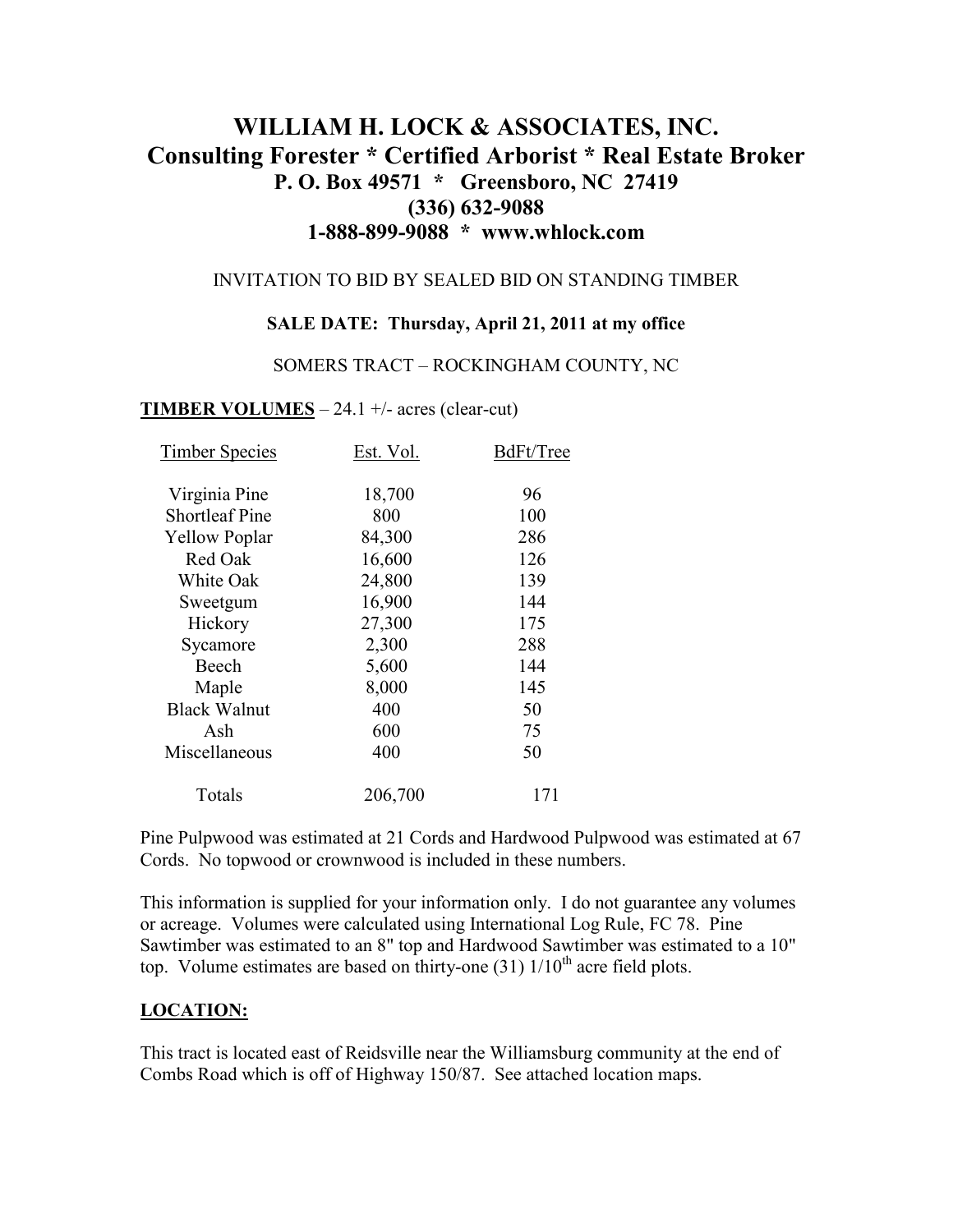# WILLIAM H. LOCK & ASSOCIATES, INC.
## Consulting Forester * Certified Arborist * Real Estate Broker
**P. O. Box 49571 * Greensboro, NC 27419**
**(336) 632-9088**
**1-888-899-9088 * www.whlock.com**

INVITATION TO BID BY SEALED BID ON STANDING TIMBER

**SALE DATE: Thursday, April 21, 2011 at my office**

SOMERS TRACT – ROCKINGHAM COUNTY, NC

**TIMBER VOLUMES** – 24.1 +/- acres (clear-cut)

| Timber Species | Est. Vol. | BdFt/Tree |
|---|---|---|
| Virginia Pine | 18,700 | 96 |
| Shortleaf Pine | 800 | 100 |
| Yellow Poplar | 84,300 | 286 |
| Red Oak | 16,600 | 126 |
| White Oak | 24,800 | 139 |
| Sweetgum | 16,900 | 144 |
| Hickory | 27,300 | 175 |
| Sycamore | 2,300 | 288 |
| Beech | 5,600 | 144 |
| Maple | 8,000 | 145 |
| Black Walnut | 400 | 50 |
| Ash | 600 | 75 |
| Miscellaneous | 400 | 50 |
| Totals | 206,700 | 171 |

Pine Pulpwood was estimated at 21 Cords and Hardwood Pulpwood was estimated at 67 Cords. No topwood or crownwood is included in these numbers.

This information is supplied for your information only. I do not guarantee any volumes or acreage. Volumes were calculated using International Log Rule, FC 78. Pine Sawtimber was estimated to an 8" top and Hardwood Sawtimber was estimated to a 10" top. Volume estimates are based on thirty-one (31) 1/10th acre field plots.

**LOCATION:**

This tract is located east of Reidsville near the Williamsburg community at the end of Combs Road which is off of Highway 150/87. See attached location maps.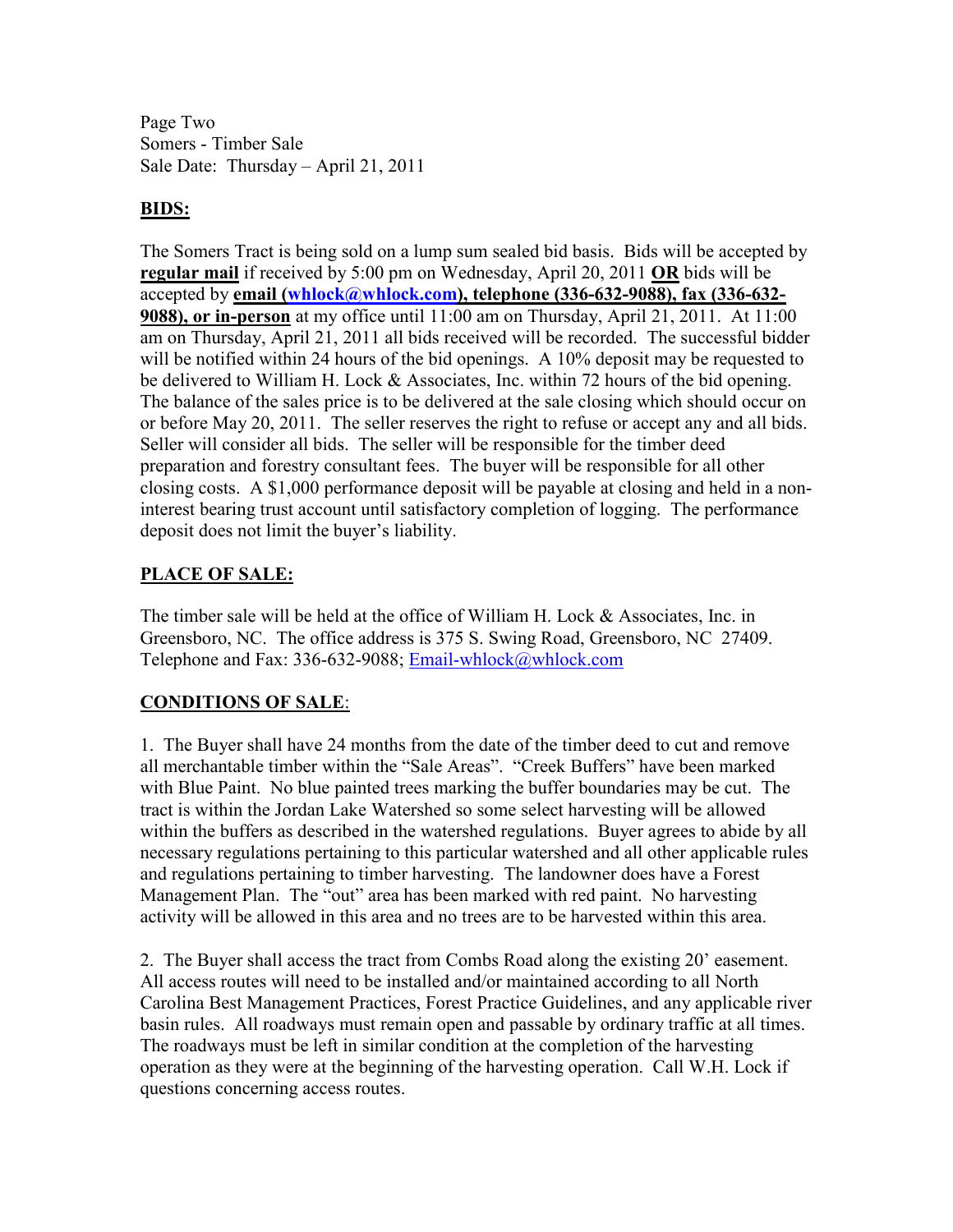Page Two
Somers - Timber Sale
Sale Date: Thursday – April 21, 2011

## BIDS:

The Somers Tract is being sold on a lump sum sealed bid basis. Bids will be accepted by **regular mail** if received by 5:00 pm on Wednesday, April 20, 2011 **OR** bids will be accepted by **email (whlock@whlock.com), telephone (336-632-9088), fax (336-632-9088), or in-person** at my office until 11:00 am on Thursday, April 21, 2011. At 11:00 am on Thursday, April 21, 2011 all bids received will be recorded. The successful bidder will be notified within 24 hours of the bid openings. A 10% deposit may be requested to be delivered to William H. Lock & Associates, Inc. within 72 hours of the bid opening. The balance of the sales price is to be delivered at the sale closing which should occur on or before May 20, 2011. The seller reserves the right to refuse or accept any and all bids. Seller will consider all bids. The seller will be responsible for the timber deed preparation and forestry consultant fees. The buyer will be responsible for all other closing costs. A $1,000 performance deposit will be payable at closing and held in a non-interest bearing trust account until satisfactory completion of logging. The performance deposit does not limit the buyer's liability.

## PLACE OF SALE:

The timber sale will be held at the office of William H. Lock & Associates, Inc. in Greensboro, NC. The office address is 375 S. Swing Road, Greensboro, NC 27409. Telephone and Fax: 336-632-9088; Email-whlock@whlock.com

## CONDITIONS OF SALE:

1. The Buyer shall have 24 months from the date of the timber deed to cut and remove all merchantable timber within the "Sale Areas". "Creek Buffers" have been marked with Blue Paint. No blue painted trees marking the buffer boundaries may be cut. The tract is within the Jordan Lake Watershed so some select harvesting will be allowed within the buffers as described in the watershed regulations. Buyer agrees to abide by all necessary regulations pertaining to this particular watershed and all other applicable rules and regulations pertaining to timber harvesting. The landowner does have a Forest Management Plan. The "out" area has been marked with red paint. No harvesting activity will be allowed in this area and no trees are to be harvested within this area.

2. The Buyer shall access the tract from Combs Road along the existing 20' easement. All access routes will need to be installed and/or maintained according to all North Carolina Best Management Practices, Forest Practice Guidelines, and any applicable river basin rules. All roadways must remain open and passable by ordinary traffic at all times. The roadways must be left in similar condition at the completion of the harvesting operation as they were at the beginning of the harvesting operation. Call W.H. Lock if questions concerning access routes.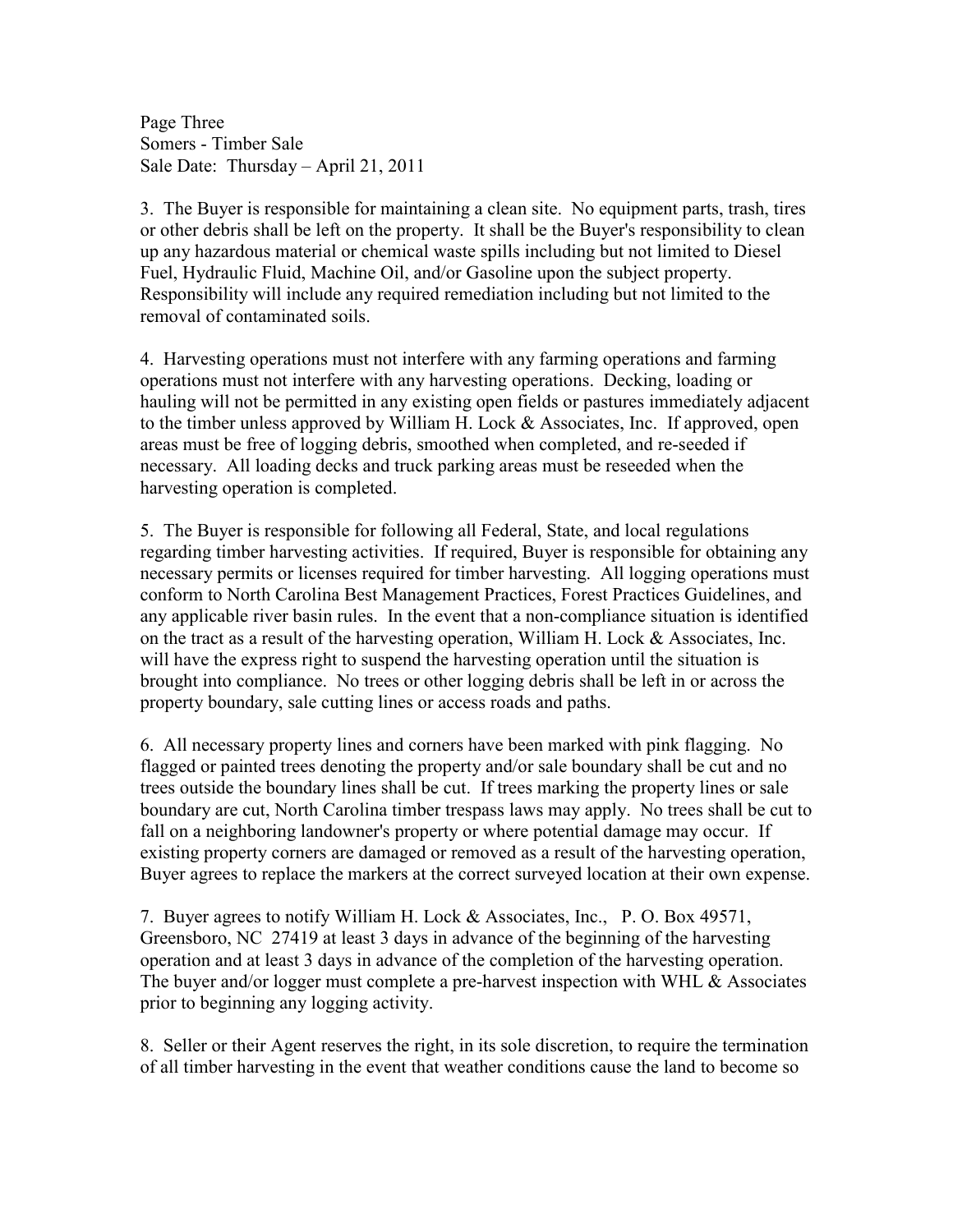3. The Buyer is responsible for maintaining a clean site. No equipment parts, trash, tires or other debris shall be left on the property. It shall be the Buyer's responsibility to clean up any hazardous material or chemical waste spills including but not limited to Diesel Fuel, Hydraulic Fluid, Machine Oil, and/or Gasoline upon the subject property. Responsibility will include any required remediation including but not limited to the removal of contaminated soils.

4. Harvesting operations must not interfere with any farming operations and farming operations must not interfere with any harvesting operations. Decking, loading or hauling will not be permitted in any existing open fields or pastures immediately adjacent to the timber unless approved by William H. Lock & Associates, Inc. If approved, open areas must be free of logging debris, smoothed when completed, and re-seeded if necessary. All loading decks and truck parking areas must be reseeded when the harvesting operation is completed.

5. The Buyer is responsible for following all Federal, State, and local regulations regarding timber harvesting activities. If required, Buyer is responsible for obtaining any necessary permits or licenses required for timber harvesting. All logging operations must conform to North Carolina Best Management Practices, Forest Practices Guidelines, and any applicable river basin rules. In the event that a non-compliance situation is identified on the tract as a result of the harvesting operation, William H. Lock & Associates, Inc. will have the express right to suspend the harvesting operation until the situation is brought into compliance. No trees or other logging debris shall be left in or across the property boundary, sale cutting lines or access roads and paths.

6. All necessary property lines and corners have been marked with pink flagging. No flagged or painted trees denoting the property and/or sale boundary shall be cut and no trees outside the boundary lines shall be cut. If trees marking the property lines or sale boundary are cut, North Carolina timber trespass laws may apply. No trees shall be cut to fall on a neighboring landowner's property or where potential damage may occur. If existing property corners are damaged or removed as a result of the harvesting operation, Buyer agrees to replace the markers at the correct surveyed location at their own expense.

7. Buyer agrees to notify William H. Lock & Associates, Inc., P. O. Box 49571, Greensboro, NC 27419 at least 3 days in advance of the beginning of the harvesting operation and at least 3 days in advance of the completion of the harvesting operation. The buyer and/or logger must complete a pre-harvest inspection with WHL & Associates prior to beginning any logging activity.

8. Seller or their Agent reserves the right, in its sole discretion, to require the termination of all timber harvesting in the event that weather conditions cause the land to become so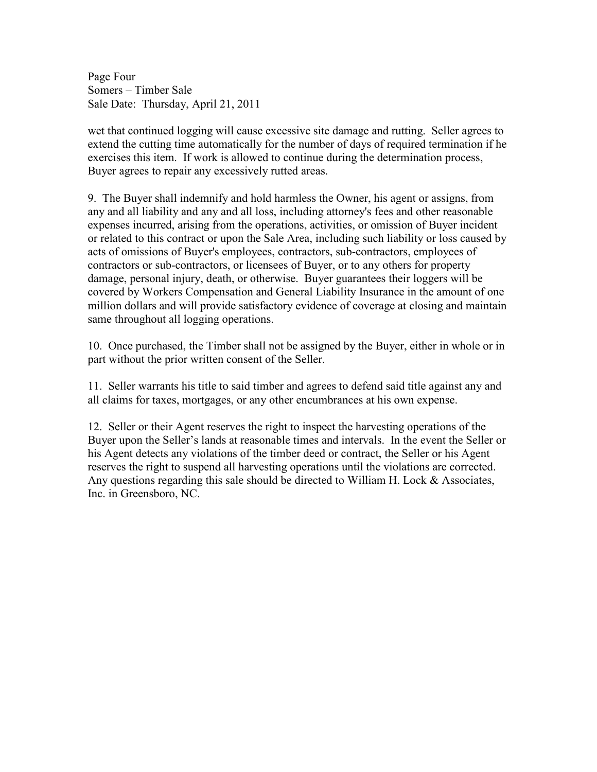wet that continued logging will cause excessive site damage and rutting. Seller agrees to extend the cutting time automatically for the number of days of required termination if he exercises this item. If work is allowed to continue during the determination process, Buyer agrees to repair any excessively rutted areas.

9. The Buyer shall indemnify and hold harmless the Owner, his agent or assigns, from any and all liability and any and all loss, including attorney's fees and other reasonable expenses incurred, arising from the operations, activities, or omission of Buyer incident or related to this contract or upon the Sale Area, including such liability or loss caused by acts of omissions of Buyer's employees, contractors, sub-contractors, employees of contractors or sub-contractors, or licensees of Buyer, or to any others for property damage, personal injury, death, or otherwise. Buyer guarantees their loggers will be covered by Workers Compensation and General Liability Insurance in the amount of one million dollars and will provide satisfactory evidence of coverage at closing and maintain same throughout all logging operations.

10. Once purchased, the Timber shall not be assigned by the Buyer, either in whole or in part without the prior written consent of the Seller.

11. Seller warrants his title to said timber and agrees to defend said title against any and all claims for taxes, mortgages, or any other encumbrances at his own expense.

12. Seller or their Agent reserves the right to inspect the harvesting operations of the Buyer upon the Seller's lands at reasonable times and intervals. In the event the Seller or his Agent detects any violations of the timber deed or contract, the Seller or his Agent reserves the right to suspend all harvesting operations until the violations are corrected. Any questions regarding this sale should be directed to William H. Lock & Associates, Inc. in Greensboro, NC.